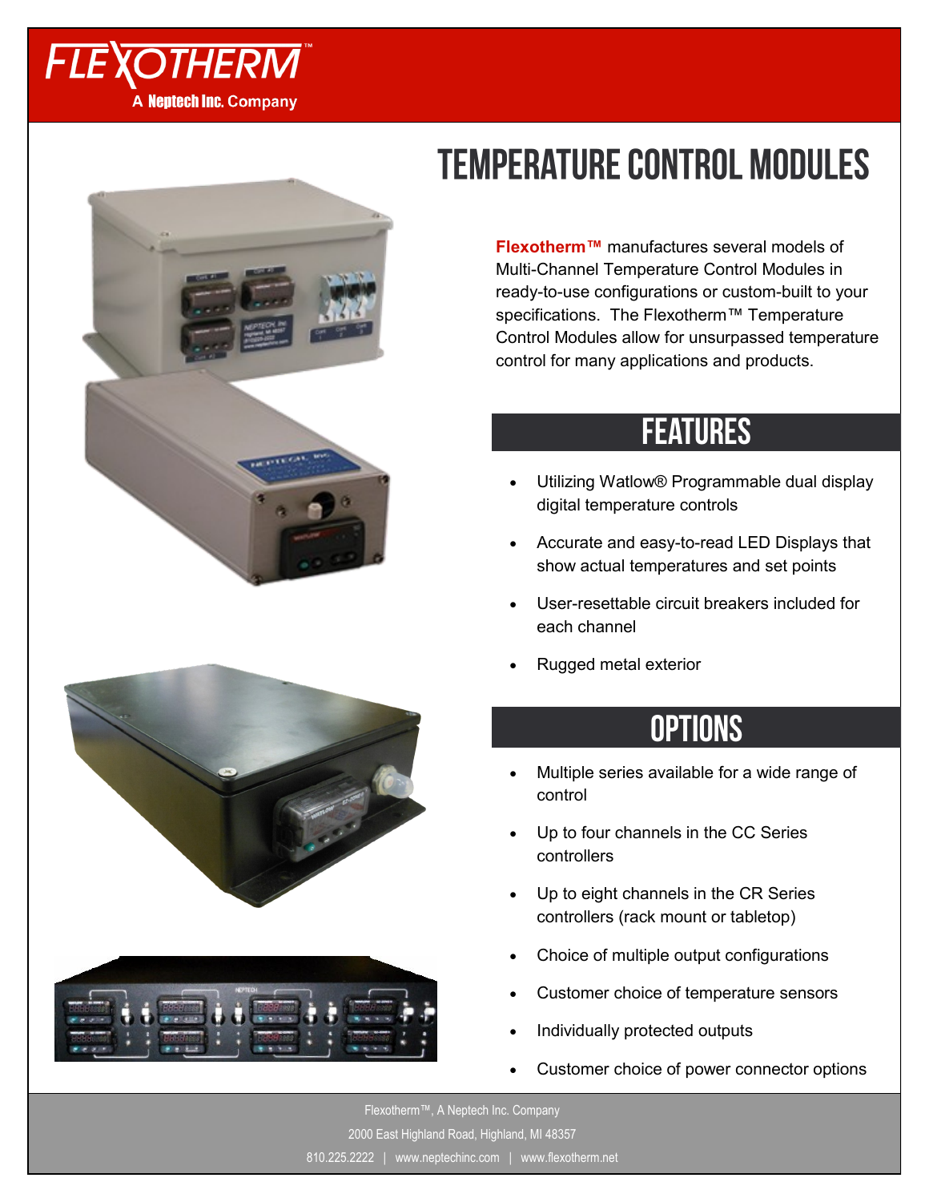FLEXOTHERM™

A Neptech Inc. Company

# TEMPERATURE CONTROL MODULES

**Flexotherm™** manufactures several models of Multi-Channel Temperature Control Modules in ready-to-use configurations or custom-built to your specifications. The Flexotherm™ Temperature Control Modules allow for unsurpassed temperature control for many applications and products.

## FEATURES

- Utilizing Watlow® Programmable dual display digital temperature controls
- Accurate and easy-to-read LED Displays that show actual temperatures and set points
- User-resettable circuit breakers included for each channel
- Rugged metal exterior

## OPTIONS

- Multiple series available for a wide range of control
- Up to four channels in the CC Series controllers
- Up to eight channels in the CR Series controllers (rack mount or tabletop)
- Choice of multiple output configurations
- Customer choice of temperature sensors
- Individually protected outputs
- Customer choice of power connector options

Flexotherm™, A Neptech Inc. Company

2000 East Highland Road, Highland, MI 48357

810.225.2222 | www.neptechinc.com | www.flexotherm.net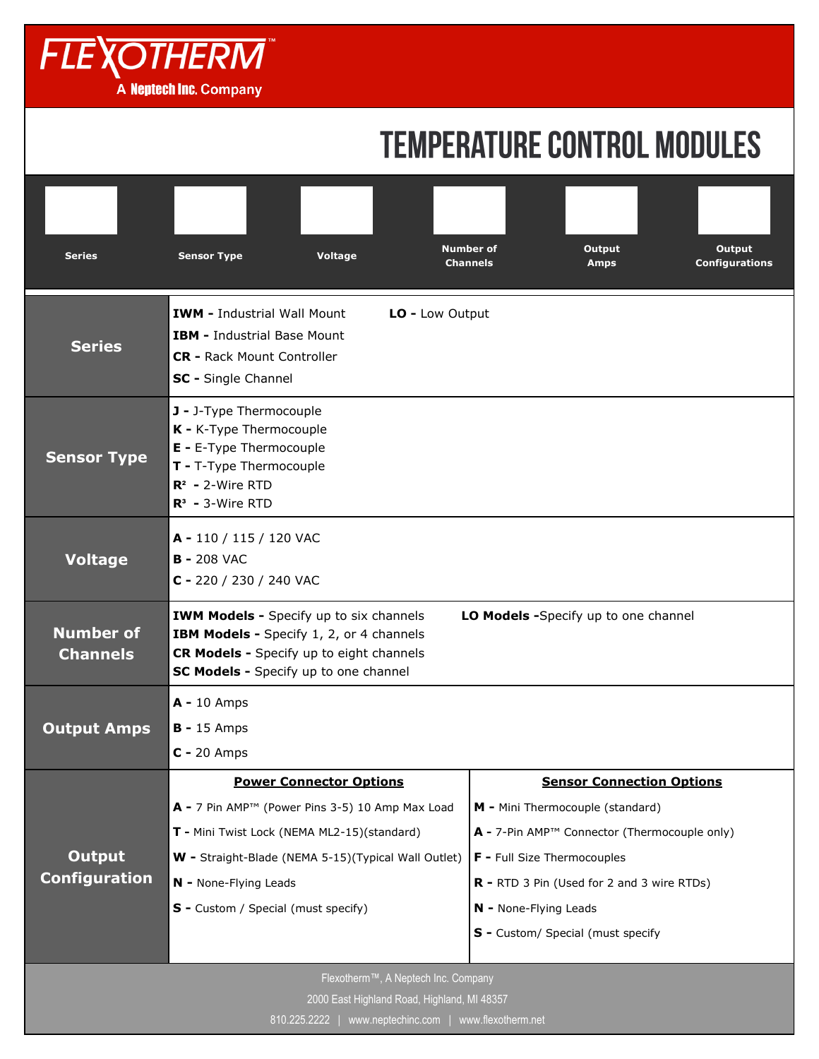FLEXOTHERM™

A Neptech Inc. Company

# TEMPERATURE CONTROL MODULES

| Series | Sensor Type | Voltage | Number of Channels | Output Amps | Output Configurations |
|---|---|---|---|---|---|
| | | | | | |

| | | |
|---|---|---|
| **Series** | **IWM -** Industrial Wall Mount<br>**IBM -** Industrial Base Mount<br>**CR -** Rack Mount Controller<br>**SC -** Single Channel | **LO -** Low Output |
| **Sensor Type** | **J -** J-Type Thermocouple<br>**K -** K-Type Thermocouple<br>**E -** E-Type Thermocouple<br>**T -** T-Type Thermocouple<br>**R² -** 2-Wire RTD<br>**R³ -** 3-Wire RTD | |
| **Voltage** | **A -** 110 / 115 / 120 VAC<br>**B -** 208 VAC<br>**C -** 220 / 230 / 240 VAC | |
| **Number of Channels** | **IWM Models -** Specify up to six channels<br>**IBM Models -** Specify 1, 2, or 4 channels<br>**CR Models -** Specify up to eight channels<br>**SC Models -** Specify up to one channel | **LO Models -**Specify up to one channel |
| **Output Amps** | **A -** 10 Amps<br>**B -** 15 Amps<br>**C -** 20 Amps | |
| **Output Configuration** | **Power Connector Options**<br>**A -** 7 Pin AMP™ (Power Pins 3-5) 10 Amp Max Load<br>**T -** Mini Twist Lock (NEMA ML2-15)(standard)<br>**W -** Straight-Blade (NEMA 5-15)(Typical Wall Outlet)<br>**N -** None-Flying Leads<br>**S -** Custom / Special (must specify) | **Sensor Connection Options**<br>**M -** Mini Thermocouple (standard)<br>**A -** 7-Pin AMP™ Connector (Thermocouple only)<br>**F -** Full Size Thermocouples<br>**R -** RTD 3 Pin (Used for 2 and 3 wire RTDs)<br>**N -** None-Flying Leads<br>**S -** Custom/ Special (must specify |

Flexotherm™, A Neptech Inc. Company

2000 East Highland Road, Highland, MI 48357

810.225.2222 | www.neptechinc.com | www.flexotherm.net